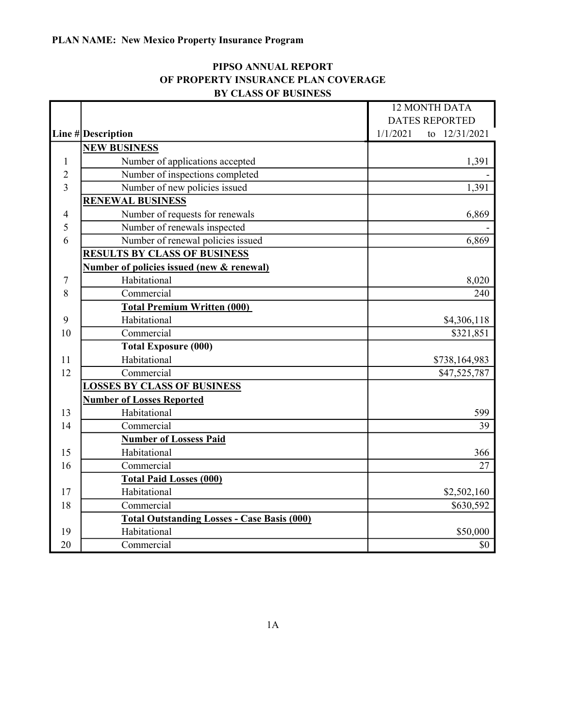**PLAN NAME: New Mexico Property Insurance Program**

## PIPSO ANNUAL REPORT
## OF PROPERTY INSURANCE PLAN COVERAGE
## BY CLASS OF BUSINESS

| Line # | Description | 12 MONTH DATA DATES REPORTED 1/1/2021 to 12/31/2021 |
|---|---|---|
| | **NEW BUSINESS** | |
| 1 | Number of applications accepted | 1,391 |
| 2 | Number of inspections completed | - |
| 3 | Number of new policies issued | 1,391 |
| | **RENEWAL BUSINESS** | |
| 4 | Number of requests for renewals | 6,869 |
| 5 | Number of renewals inspected | - |
| 6 | Number of renewal policies issued | 6,869 |
| | **RESULTS BY CLASS OF BUSINESS** | |
| | **Number of policies issued (new & renewal)** | |
| 7 | Habitational | 8,020 |
| 8 | Commercial | 240 |
| | **Total Premium Written (000)** | |
| 9 | Habitational | $4,306,118 |
| 10 | Commercial | $321,851 |
| | **Total Exposure (000)** | |
| 11 | Habitational | $738,164,983 |
| 12 | Commercial | $47,525,787 |
| | **LOSSES BY CLASS OF BUSINESS** | |
| | **Number of Losses Reported** | |
| 13 | Habitational | 599 |
| 14 | Commercial | 39 |
| | **Number of Lossess Paid** | |
| 15 | Habitational | 366 |
| 16 | Commercial | 27 |
| | **Total Paid Losses (000)** | |
| 17 | Habitational | $2,502,160 |
| 18 | Commercial | $630,592 |
| | **Total Outstanding Losses - Case Basis (000)** | |
| 19 | Habitational | $50,000 |
| 20 | Commercial | $0 |

1A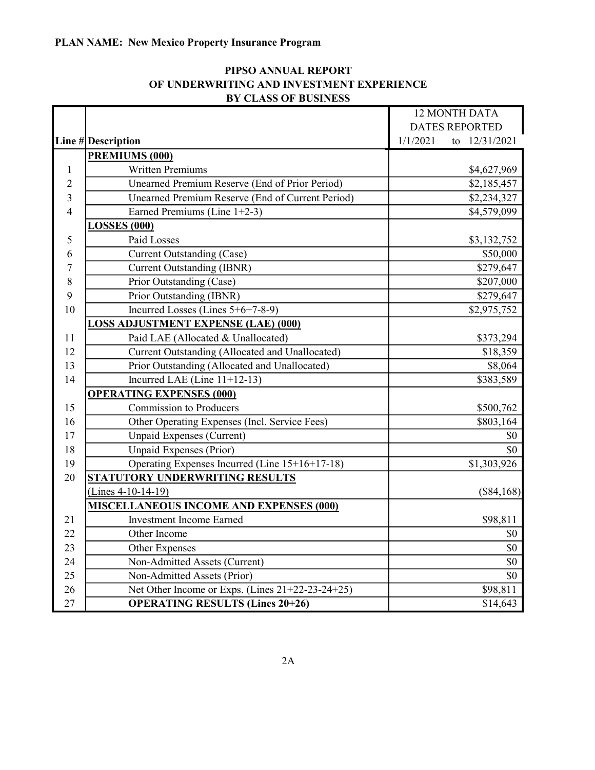**PLAN NAME: New Mexico Property Insurance Program**

## PIPSO ANNUAL REPORT OF UNDERWRITING AND INVESTMENT EXPERIENCE BY CLASS OF BUSINESS

| Line # | Description | 12 MONTH DATA DATES REPORTED 1/1/2021 to 12/31/2021 |
|---|---|---|
| | **PREMIUMS (000)** | |
| 1 | Written Premiums | $4,627,969 |
| 2 | Unearned Premium Reserve (End of Prior Period) | $2,185,457 |
| 3 | Unearned Premium Reserve (End of Current Period) | $2,234,327 |
| 4 | Earned Premiums (Line 1+2-3) | $4,579,099 |
| | **LOSSES (000)** | |
| 5 | Paid Losses | $3,132,752 |
| 6 | Current Outstanding (Case) | $50,000 |
| 7 | Current Outstanding (IBNR) | $279,647 |
| 8 | Prior Outstanding (Case) | $207,000 |
| 9 | Prior Outstanding (IBNR) | $279,647 |
| 10 | Incurred Losses (Lines 5+6+7-8-9) | $2,975,752 |
| | **LOSS ADJUSTMENT EXPENSE (LAE) (000)** | |
| 11 | Paid LAE (Allocated & Unallocated) | $373,294 |
| 12 | Current Outstanding (Allocated and Unallocated) | $18,359 |
| 13 | Prior Outstanding (Allocated and Unallocated) | $8,064 |
| 14 | Incurred LAE (Line 11+12-13) | $383,589 |
| | **OPERATING EXPENSES (000)** | |
| 15 | Commission to Producers | $500,762 |
| 16 | Other Operating Expenses (Incl. Service Fees) | $803,164 |
| 17 | Unpaid Expenses (Current) | $0 |
| 18 | Unpaid Expenses (Prior) | $0 |
| 19 | Operating Expenses Incurred (Line 15+16+17-18) | $1,303,926 |
| 20 | **STATUTORY UNDERWRITING RESULTS** (Lines 4-10-14-19) | ($84,168) |
| | **MISCELLANEOUS INCOME AND EXPENSES (000)** | |
| 21 | Investment Income Earned | $98,811 |
| 22 | Other Income | $0 |
| 23 | Other Expenses | $0 |
| 24 | Non-Admitted Assets (Current) | $0 |
| 25 | Non-Admitted Assets (Prior) | $0 |
| 26 | Net Other Income or Exps. (Lines 21+22-23-24+25) | $98,811 |
| 27 | **OPERATING RESULTS (Lines 20+26)** | $14,643 |

2A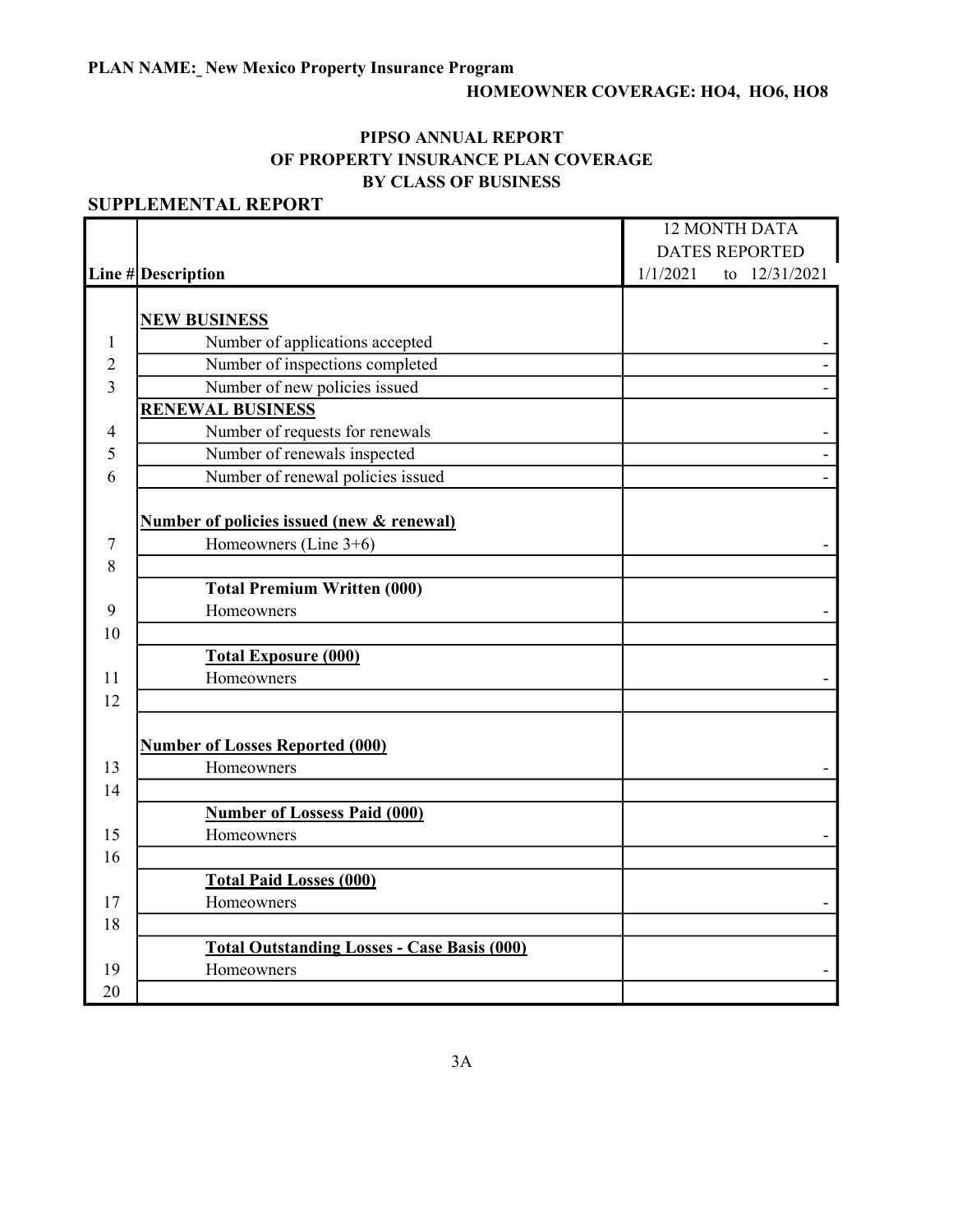**PLAN NAME:_ New Mexico Property Insurance Program**

**HOMEOWNER COVERAGE: HO4, HO6, HO8**

## PIPSO ANNUAL REPORT
## OF PROPERTY INSURANCE PLAN COVERAGE
## BY CLASS OF BUSINESS

### SUPPLEMENTAL REPORT

| Line # | Description | 12 MONTH DATA DATES REPORTED 1/1/2021 to 12/31/2021 |
|---|---|---|
| | **NEW BUSINESS** | |
| 1 | Number of applications accepted | - |
| 2 | Number of inspections completed | - |
| 3 | Number of new policies issued | - |
| | **RENEWAL BUSINESS** | |
| 4 | Number of requests for renewals | - |
| 5 | Number of renewals inspected | - |
| 6 | Number of renewal policies issued | - |
| | **Number of policies issued (new & renewal)** | |
| 7 | Homeowners (Line 3+6) | - |
| 8 | | |
| | **Total Premium Written (000)** | |
| 9 | Homeowners | - |
| 10 | | |
| | **Total Exposure (000)** | |
| 11 | Homeowners | - |
| 12 | | |
| | **Number of Losses Reported (000)** | |
| 13 | Homeowners | - |
| 14 | | |
| | **Number of Lossess Paid (000)** | |
| 15 | Homeowners | - |
| 16 | | |
| | **Total Paid Losses (000)** | |
| 17 | Homeowners | - |
| 18 | | |
| | **Total Outstanding Losses - Case Basis (000)** | |
| 19 | Homeowners | - |
| 20 | | |

3A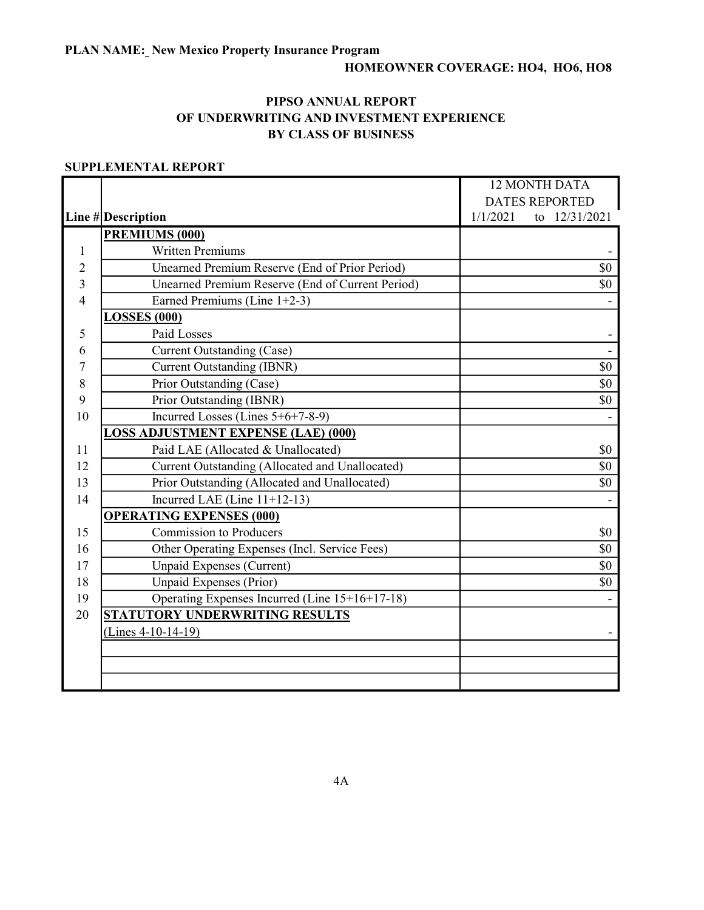**PLAN NAME:_ New Mexico Property Insurance Program**

**HOMEOWNER COVERAGE: HO4, HO6, HO8**

# PIPSO ANNUAL REPORT
## OF UNDERWRITING AND INVESTMENT EXPERIENCE
## BY CLASS OF BUSINESS

**SUPPLEMENTAL REPORT**

| Line # | Description | 12 MONTH DATA DATES REPORTED 1/1/2021 to 12/31/2021 |
|---|---|---|
| | **PREMIUMS (000)** | |
| 1 | Written Premiums | - |
| 2 | Unearned Premium Reserve (End of Prior Period) | $0 |
| 3 | Unearned Premium Reserve (End of Current Period) | $0 |
| 4 | Earned Premiums (Line 1+2-3) | - |
| | **LOSSES (000)** | |
| 5 | Paid Losses | - |
| 6 | Current Outstanding (Case) | - |
| 7 | Current Outstanding (IBNR) | $0 |
| 8 | Prior Outstanding (Case) | $0 |
| 9 | Prior Outstanding (IBNR) | $0 |
| 10 | Incurred Losses (Lines 5+6+7-8-9) | - |
| | **LOSS ADJUSTMENT EXPENSE (LAE) (000)** | |
| 11 | Paid LAE (Allocated & Unallocated) | $0 |
| 12 | Current Outstanding (Allocated and Unallocated) | $0 |
| 13 | Prior Outstanding (Allocated and Unallocated) | $0 |
| 14 | Incurred LAE (Line 11+12-13) | - |
| | **OPERATING EXPENSES (000)** | |
| 15 | Commission to Producers | $0 |
| 16 | Other Operating Expenses (Incl. Service Fees) | $0 |
| 17 | Unpaid Expenses (Current) | $0 |
| 18 | Unpaid Expenses (Prior) | $0 |
| 19 | Operating Expenses Incurred (Line 15+16+17-18) | - |
| 20 | **STATUTORY UNDERWRITING RESULTS** | |
| | (Lines 4-10-14-19) | - |
| | | |
| | | |
| | | |

4A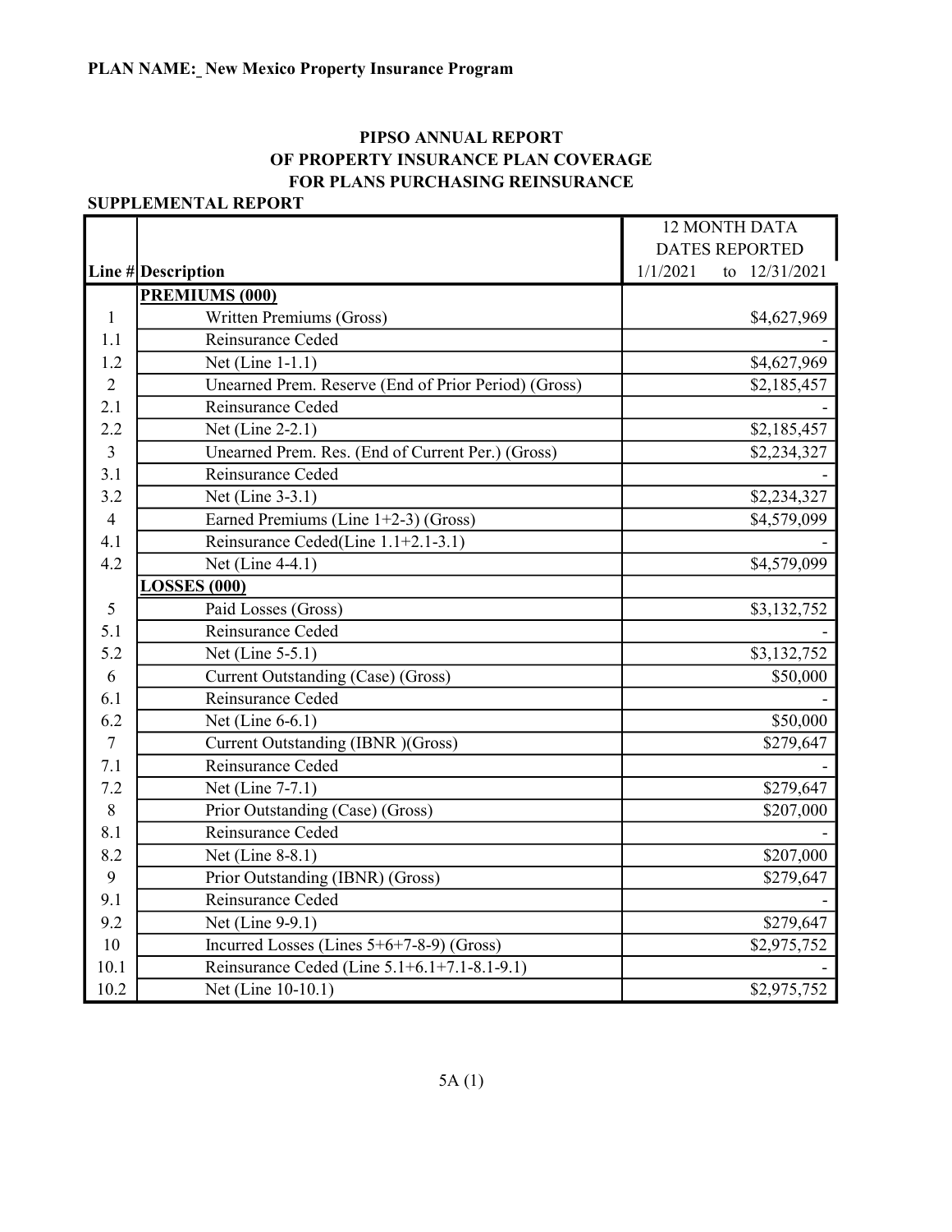**PLAN NAME:_ New Mexico Property Insurance Program**

## PIPSO ANNUAL REPORT
## OF PROPERTY INSURANCE PLAN COVERAGE
## FOR PLANS PURCHASING REINSURANCE

**SUPPLEMENTAL REPORT**

| Line # | Description | 12 MONTH DATA DATES REPORTED 1/1/2021 to 12/31/2021 |
|---|---|---|
| | **PREMIUMS (000)** | |
| 1 | Written Premiums (Gross) | $4,627,969 |
| 1.1 | Reinsurance Ceded | - |
| 1.2 | Net (Line 1-1.1) | $4,627,969 |
| 2 | Unearned Prem. Reserve (End of Prior Period) (Gross) | $2,185,457 |
| 2.1 | Reinsurance Ceded | - |
| 2.2 | Net (Line 2-2.1) | $2,185,457 |
| 3 | Unearned Prem. Res. (End of Current Per.) (Gross) | $2,234,327 |
| 3.1 | Reinsurance Ceded | - |
| 3.2 | Net (Line 3-3.1) | $2,234,327 |
| 4 | Earned Premiums (Line 1+2-3) (Gross) | $4,579,099 |
| 4.1 | Reinsurance Ceded(Line 1.1+2.1-3.1) | - |
| 4.2 | Net (Line 4-4.1) | $4,579,099 |
| | **LOSSES (000)** | |
| 5 | Paid Losses (Gross) | $3,132,752 |
| 5.1 | Reinsurance Ceded | - |
| 5.2 | Net (Line 5-5.1) | $3,132,752 |
| 6 | Current Outstanding (Case) (Gross) | $50,000 |
| 6.1 | Reinsurance Ceded | - |
| 6.2 | Net (Line 6-6.1) | $50,000 |
| 7 | Current Outstanding (IBNR )(Gross) | $279,647 |
| 7.1 | Reinsurance Ceded | - |
| 7.2 | Net (Line 7-7.1) | $279,647 |
| 8 | Prior Outstanding (Case) (Gross) | $207,000 |
| 8.1 | Reinsurance Ceded | - |
| 8.2 | Net (Line 8-8.1) | $207,000 |
| 9 | Prior Outstanding (IBNR) (Gross) | $279,647 |
| 9.1 | Reinsurance Ceded | - |
| 9.2 | Net (Line 9-9.1) | $279,647 |
| 10 | Incurred Losses (Lines 5+6+7-8-9) (Gross) | $2,975,752 |
| 10.1 | Reinsurance Ceded (Line 5.1+6.1+7.1-8.1-9.1) | - |
| 10.2 | Net (Line 10-10.1) | $2,975,752 |

5A (1)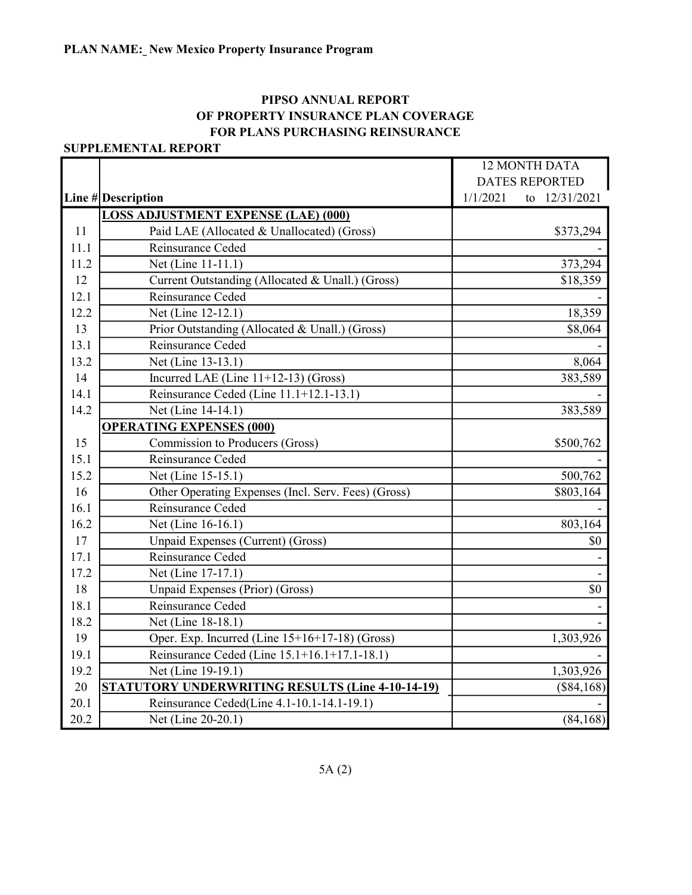**PLAN NAME:_ New Mexico Property Insurance Program**

## PIPSO ANNUAL REPORT
## OF PROPERTY INSURANCE PLAN COVERAGE
## FOR PLANS PURCHASING REINSURANCE

**SUPPLEMENTAL REPORT**

| Line # | Description | 12 MONTH DATA DATES REPORTED 1/1/2021 to 12/31/2021 |
|---|---|---|
| | **LOSS ADJUSTMENT EXPENSE (LAE) (000)** | |
| 11 | Paid LAE (Allocated & Unallocated) (Gross) | $373,294 |
| 11.1 | Reinsurance Ceded | - |
| 11.2 | Net (Line 11-11.1) | 373,294 |
| 12 | Current Outstanding (Allocated & Unall.) (Gross) | $18,359 |
| 12.1 | Reinsurance Ceded | - |
| 12.2 | Net (Line 12-12.1) | 18,359 |
| 13 | Prior Outstanding (Allocated & Unall.) (Gross) | $8,064 |
| 13.1 | Reinsurance Ceded | - |
| 13.2 | Net (Line 13-13.1) | 8,064 |
| 14 | Incurred LAE (Line 11+12-13) (Gross) | 383,589 |
| 14.1 | Reinsurance Ceded (Line 11.1+12.1-13.1) | - |
| 14.2 | Net (Line 14-14.1) | 383,589 |
| | **OPERATING EXPENSES (000)** | |
| 15 | Commission to Producers (Gross) | $500,762 |
| 15.1 | Reinsurance Ceded | - |
| 15.2 | Net (Line 15-15.1) | 500,762 |
| 16 | Other Operating Expenses (Incl. Serv. Fees) (Gross) | $803,164 |
| 16.1 | Reinsurance Ceded | - |
| 16.2 | Net (Line 16-16.1) | 803,164 |
| 17 | Unpaid Expenses (Current) (Gross) | $0 |
| 17.1 | Reinsurance Ceded | - |
| 17.2 | Net (Line 17-17.1) | - |
| 18 | Unpaid Expenses (Prior) (Gross) | $0 |
| 18.1 | Reinsurance Ceded | - |
| 18.2 | Net (Line 18-18.1) | - |
| 19 | Oper. Exp. Incurred (Line 15+16+17-18) (Gross) | 1,303,926 |
| 19.1 | Reinsurance Ceded (Line 15.1+16.1+17.1-18.1) | - |
| 19.2 | Net (Line 19-19.1) | 1,303,926 |
| 20 | **STATUTORY UNDERWRITING RESULTS (Line 4-10-14-19)** | ($84,168) |
| 20.1 | Reinsurance Ceded(Line 4.1-10.1-14.1-19.1) | - |
| 20.2 | Net (Line 20-20.1) | (84,168) |

5A (2)